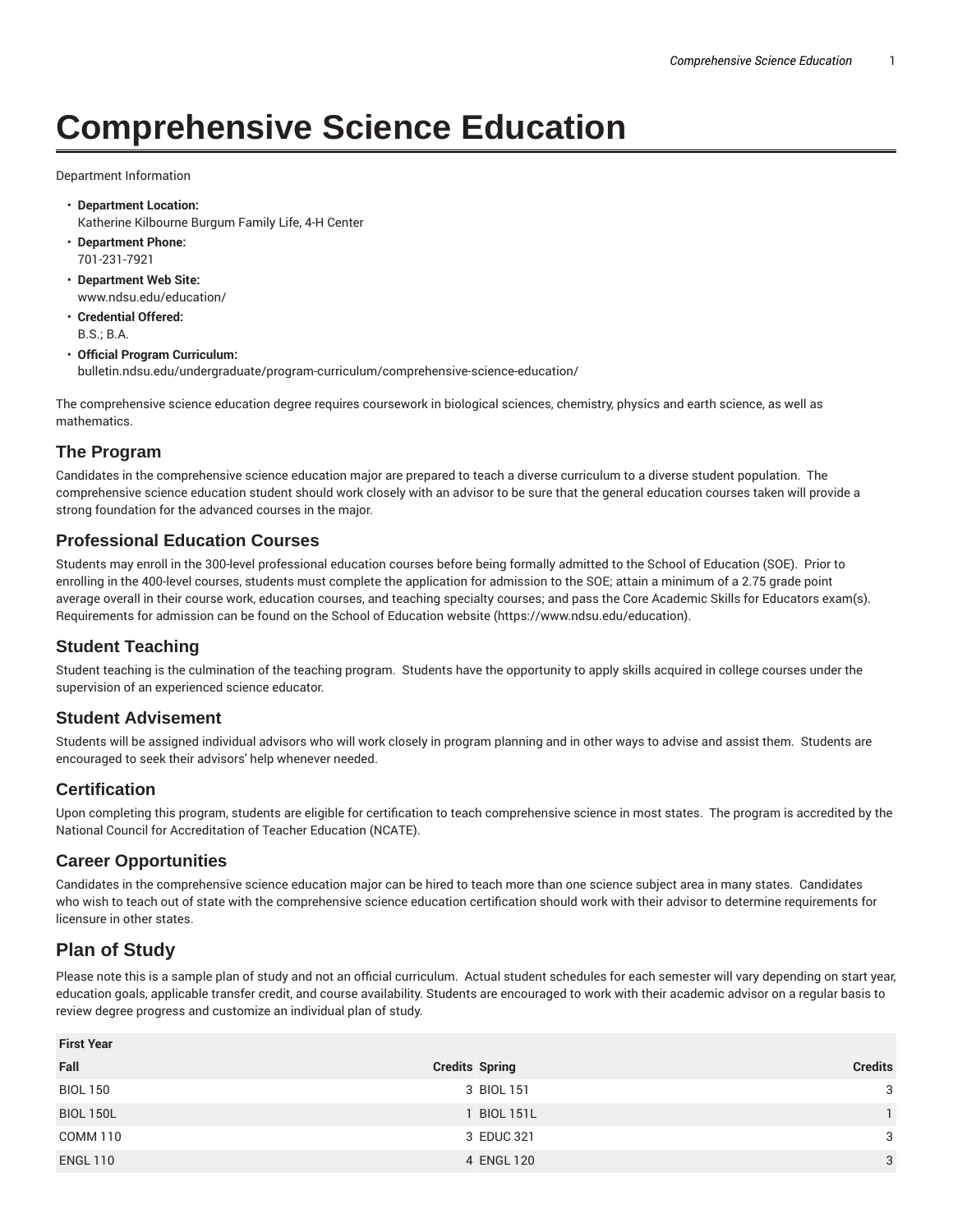# Comprehensive Science Education

Department Information

- **Department Location:**
  Katherine Kilbourne Burgum Family Life, 4-H Center
- **Department Phone:**
  701-231-7921
- **Department Web Site:**
  www.ndsu.edu/education/
- **Credential Offered:**
  B.S.; B.A.
- **Official Program Curriculum:**
  bulletin.ndsu.edu/undergraduate/program-curriculum/comprehensive-science-education/

The comprehensive science education degree requires coursework in biological sciences, chemistry, physics and earth science, as well as mathematics.

## The Program

Candidates in the comprehensive science education major are prepared to teach a diverse curriculum to a diverse student population. The comprehensive science education student should work closely with an advisor to be sure that the general education courses taken will provide a strong foundation for the advanced courses in the major.

## Professional Education Courses

Students may enroll in the 300-level professional education courses before being formally admitted to the School of Education (SOE). Prior to enrolling in the 400-level courses, students must complete the application for admission to the SOE; attain a minimum of a 2.75 grade point average overall in their course work, education courses, and teaching specialty courses; and pass the Core Academic Skills for Educators exam(s). Requirements for admission can be found on the School of Education website (https://www.ndsu.edu/education).

## Student Teaching

Student teaching is the culmination of the teaching program. Students have the opportunity to apply skills acquired in college courses under the supervision of an experienced science educator.

## Student Advisement

Students will be assigned individual advisors who will work closely in program planning and in other ways to advise and assist them. Students are encouraged to seek their advisors' help whenever needed.

## Certification

Upon completing this program, students are eligible for certification to teach comprehensive science in most states. The program is accredited by the National Council for Accreditation of Teacher Education (NCATE).

## Career Opportunities

Candidates in the comprehensive science education major can be hired to teach more than one science subject area in many states. Candidates who wish to teach out of state with the comprehensive science education certification should work with their advisor to determine requirements for licensure in other states.

## Plan of Study

Please note this is a sample plan of study and not an official curriculum. Actual student schedules for each semester will vary depending on start year, education goals, applicable transfer credit, and course availability. Students are encouraged to work with their academic advisor on a regular basis to review degree progress and customize an individual plan of study.

| First Year | | | |
|---|---|---|---|
| **Fall** | **Credits** | **Spring** | **Credits** |
| BIOL 150 | 3 | BIOL 151 | 3 |
| BIOL 150L | 1 | BIOL 151L | 1 |
| COMM 110 | 3 | EDUC 321 | 3 |
| ENGL 110 | 4 | ENGL 120 | 3 |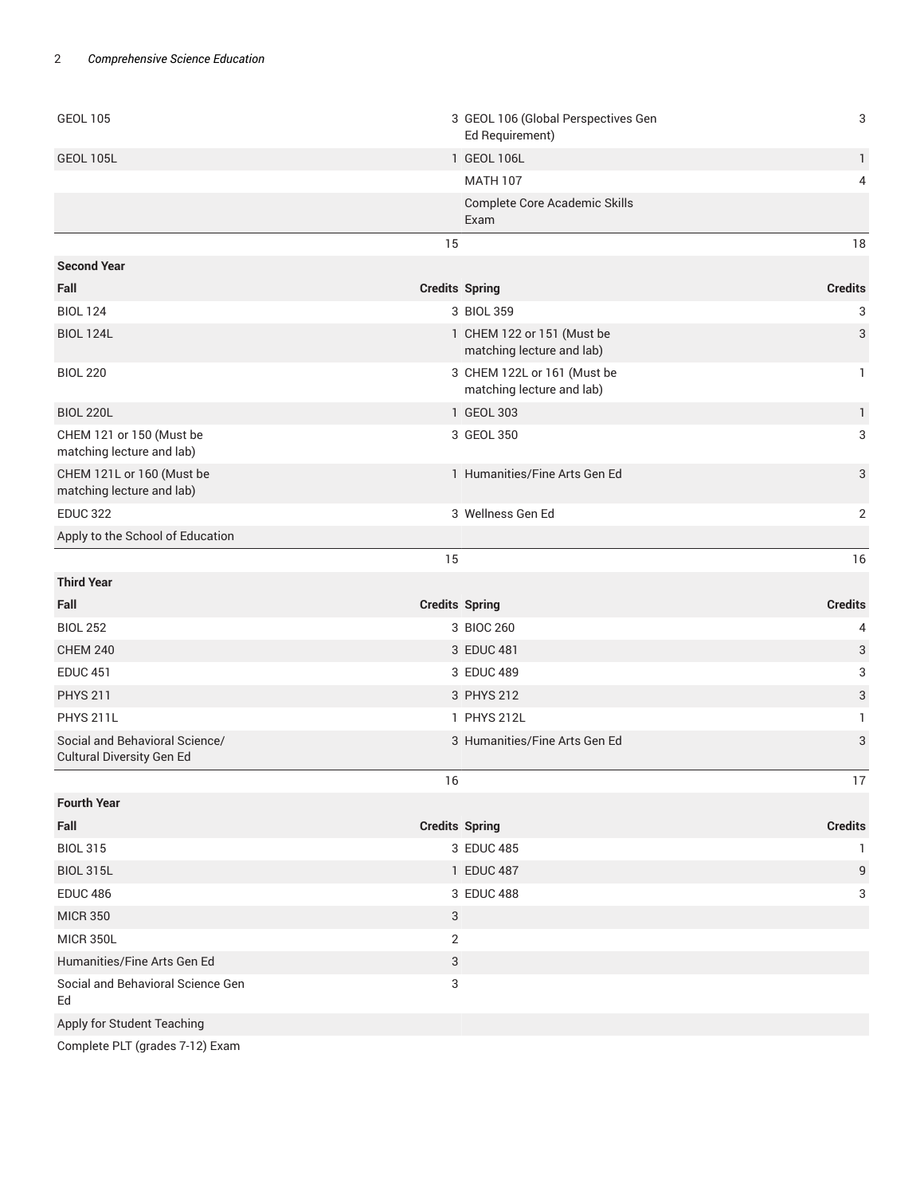| | | | |
|---|---|---|---|
| GEOL 105 | 3 | GEOL 106 (Global Perspectives Gen Ed Requirement) | 3 |
| GEOL 105L | 1 | GEOL 106L | 1 |
| | | MATH 107 | 4 |
| | | Complete Core Academic Skills Exam | |
| | 15 | | 18 |
| **Second Year** | | | |
| **Fall** | **Credits** | **Spring** | **Credits** |
| BIOL 124 | 3 | BIOL 359 | 3 |
| BIOL 124L | 1 | CHEM 122 or 151 (Must be matching lecture and lab) | 3 |
| BIOL 220 | 3 | CHEM 122L or 161 (Must be matching lecture and lab) | 1 |
| BIOL 220L | 1 | GEOL 303 | 1 |
| CHEM 121 or 150 (Must be matching lecture and lab) | 3 | GEOL 350 | 3 |
| CHEM 121L or 160 (Must be matching lecture and lab) | 1 | Humanities/Fine Arts Gen Ed | 3 |
| EDUC 322 | 3 | Wellness Gen Ed | 2 |
| Apply to the School of Education | | | |
| | 15 | | 16 |
| **Third Year** | | | |
| **Fall** | **Credits** | **Spring** | **Credits** |
| BIOL 252 | 3 | BIOC 260 | 4 |
| CHEM 240 | 3 | EDUC 481 | 3 |
| EDUC 451 | 3 | EDUC 489 | 3 |
| PHYS 211 | 3 | PHYS 212 | 3 |
| PHYS 211L | 1 | PHYS 212L | 1 |
| Social and Behavioral Science/ Cultural Diversity Gen Ed | 3 | Humanities/Fine Arts Gen Ed | 3 |
| | 16 | | 17 |
| **Fourth Year** | | | |
| **Fall** | **Credits** | **Spring** | **Credits** |
| BIOL 315 | 3 | EDUC 485 | 1 |
| BIOL 315L | 1 | EDUC 487 | 9 |
| EDUC 486 | 3 | EDUC 488 | 3 |
| MICR 350 | 3 | | |
| MICR 350L | 2 | | |
| Humanities/Fine Arts Gen Ed | 3 | | |
| Social and Behavioral Science Gen Ed | 3 | | |
| Apply for Student Teaching | | | |
| Complete PLT (grades 7-12) Exam | | | |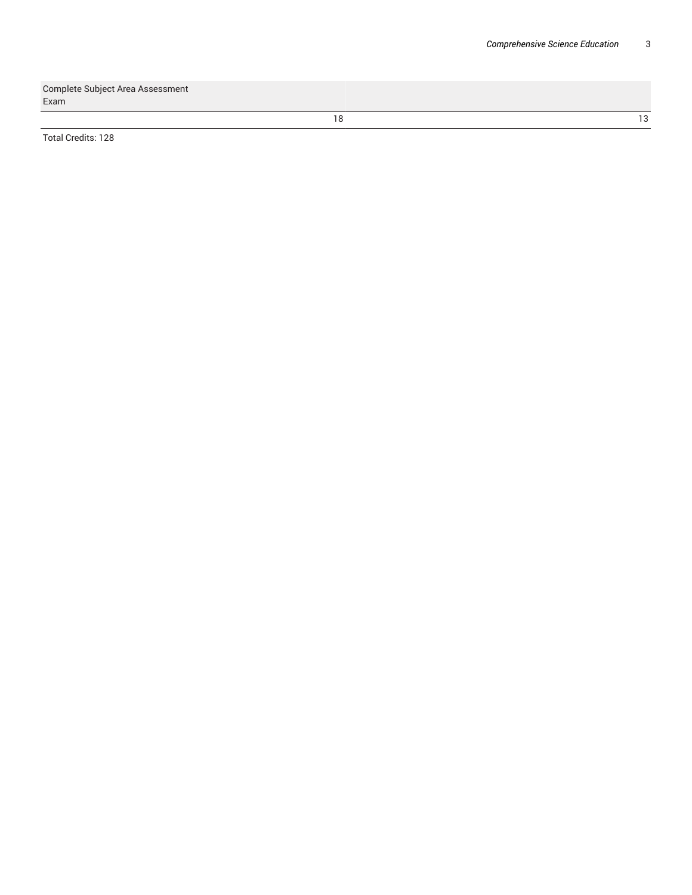| | |
|---|---|
| Complete Subject Area Assessment Exam | |
| 18 | 13 |

Total Credits: 128